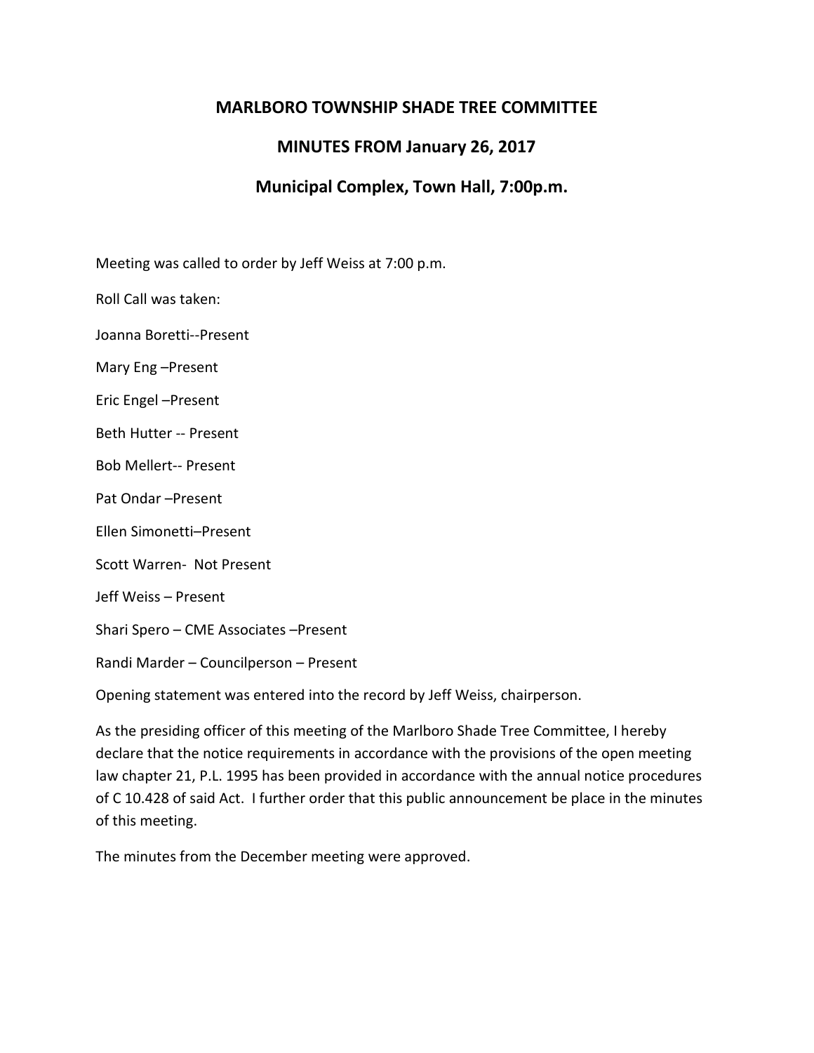# MARLBORO TOWNSHIP SHADE TREE COMMITTEE

## MINUTES FROM January 26, 2017

## Municipal Complex, Town Hall, 7:00p.m.

Meeting was called to order by Jeff Weiss at 7:00 p.m.

Roll Call was taken:

Joanna Boretti--Present

Mary Eng –Present

Eric Engel –Present

Beth Hutter -- Present

Bob Mellert-- Present

Pat Ondar –Present

Ellen Simonetti–Present

Scott Warren- Not Present

Jeff Weiss – Present

Shari Spero – CME Associates –Present

Randi Marder – Councilperson – Present

Opening statement was entered into the record by Jeff Weiss, chairperson.

As the presiding officer of this meeting of the Marlboro Shade Tree Committee, I hereby declare that the notice requirements in accordance with the provisions of the open meeting law chapter 21, P.L. 1995 has been provided in accordance with the annual notice procedures of C 10.428 of said Act. I further order that this public announcement be place in the minutes of this meeting.

The minutes from the December meeting were approved.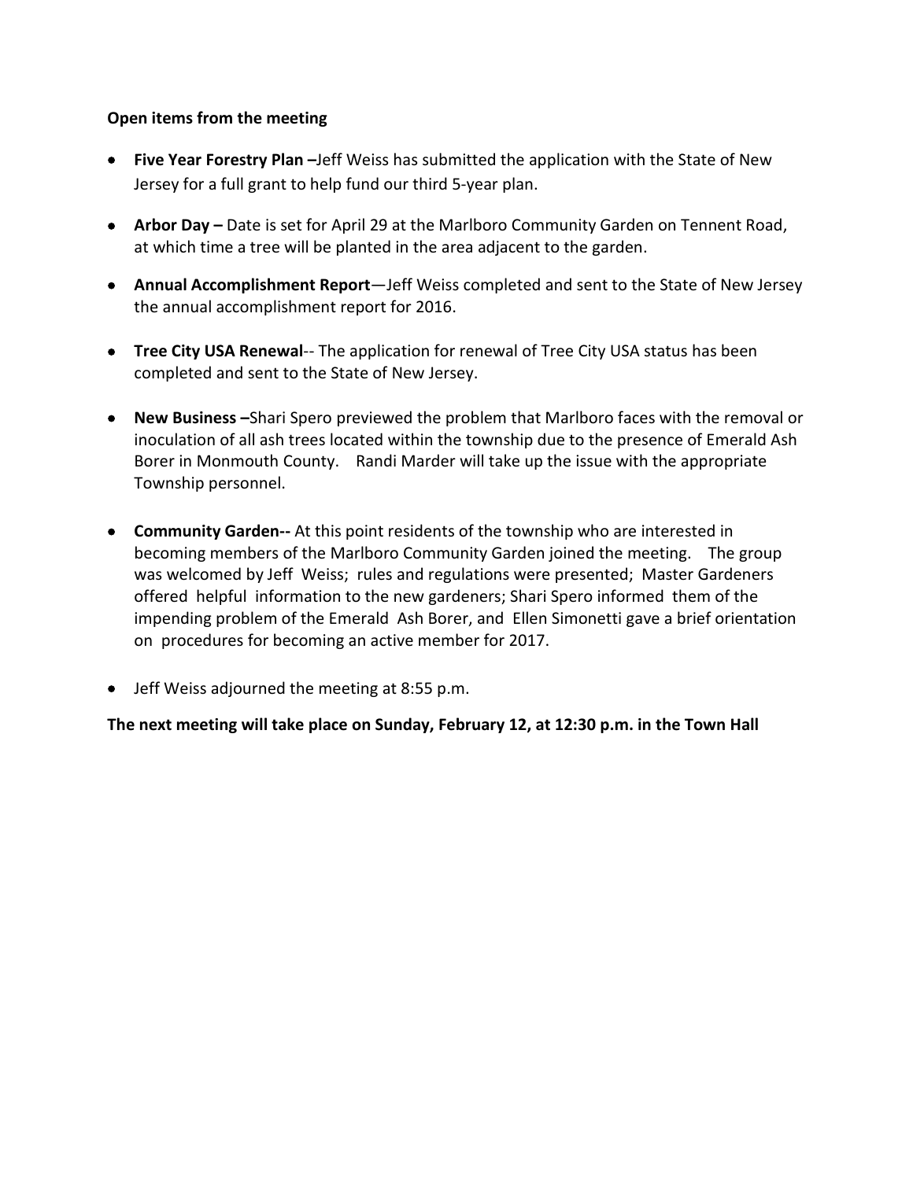**Open items from the meeting**

- **Five Year Forestry Plan –**Jeff Weiss has submitted the application with the State of New Jersey for a full grant to help fund our third 5-year plan.
- **Arbor Day –** Date is set for April 29 at the Marlboro Community Garden on Tennent Road, at which time a tree will be planted in the area adjacent to the garden.
- **Annual Accomplishment Report**—Jeff Weiss completed and sent to the State of New Jersey the annual accomplishment report for 2016.
- **Tree City USA Renewal**-- The application for renewal of Tree City USA status has been completed and sent to the State of New Jersey.
- **New Business –**Shari Spero previewed the problem that Marlboro faces with the removal or inoculation of all ash trees located within the township due to the presence of Emerald Ash Borer in Monmouth County. Randi Marder will take up the issue with the appropriate Township personnel.
- **Community Garden--** At this point residents of the township who are interested in becoming members of the Marlboro Community Garden joined the meeting. The group was welcomed by Jeff Weiss; rules and regulations were presented; Master Gardeners offered helpful information to the new gardeners; Shari Spero informed them of the impending problem of the Emerald Ash Borer, and Ellen Simonetti gave a brief orientation on procedures for becoming an active member for 2017.
- Jeff Weiss adjourned the meeting at 8:55 p.m.

**The next meeting will take place on Sunday, February 12, at 12:30 p.m. in the Town Hall**